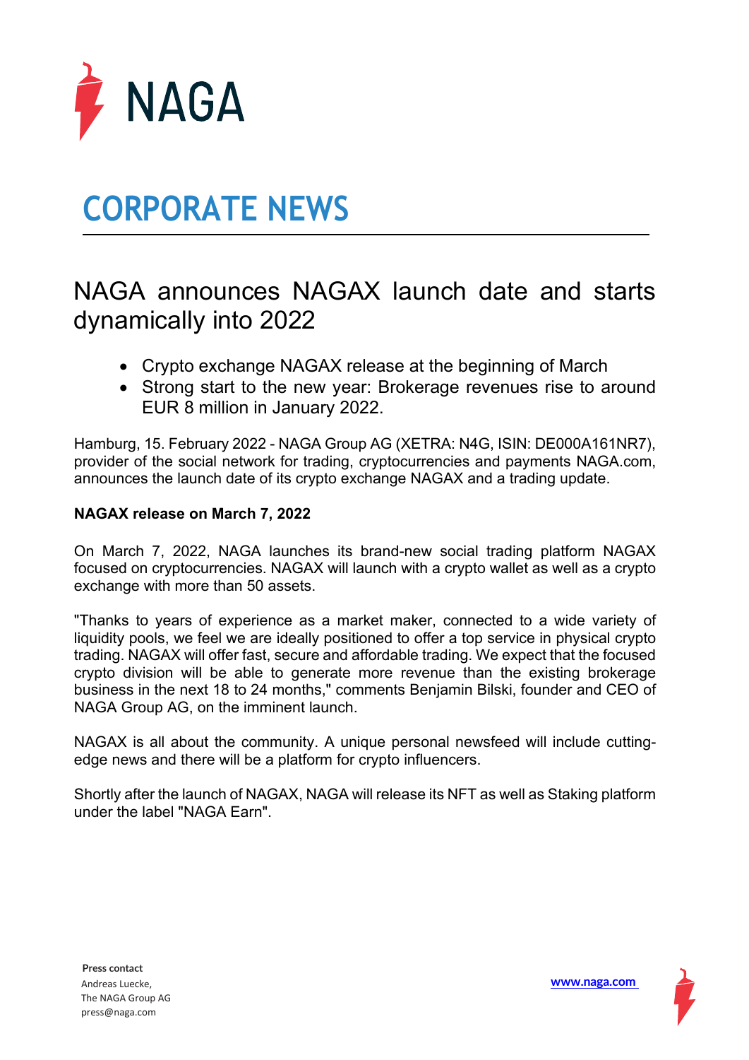NAGA

# CORPORATE NEWS

## NAGA announces NAGAX launch date and starts dynamically into 2022

- Crypto exchange NAGAX release at the beginning of March
- Strong start to the new year: Brokerage revenues rise to around EUR 8 million in January 2022.

Hamburg, 15. February 2022 - NAGA Group AG (XETRA: N4G, ISIN: DE000A161NR7), provider of the social network for trading, cryptocurrencies and payments NAGA.com, announces the launch date of its crypto exchange NAGAX and a trading update.

**NAGAX release on March 7, 2022**

On March 7, 2022, NAGA launches its brand-new social trading platform NAGAX focused on cryptocurrencies. NAGAX will launch with a crypto wallet as well as a crypto exchange with more than 50 assets.

"Thanks to years of experience as a market maker, connected to a wide variety of liquidity pools, we feel we are ideally positioned to offer a top service in physical crypto trading. NAGAX will offer fast, secure and affordable trading. We expect that the focused crypto division will be able to generate more revenue than the existing brokerage business in the next 18 to 24 months," comments Benjamin Bilski, founder and CEO of NAGA Group AG, on the imminent launch.

NAGAX is all about the community. A unique personal newsfeed will include cutting-edge news and there will be a platform for crypto influencers.

Shortly after the launch of NAGAX, NAGA will release its NFT as well as Staking platform under the label "NAGA Earn".

**Press contact**
Andreas Luecke,
The NAGA Group AG
press@naga.com

www.naga.com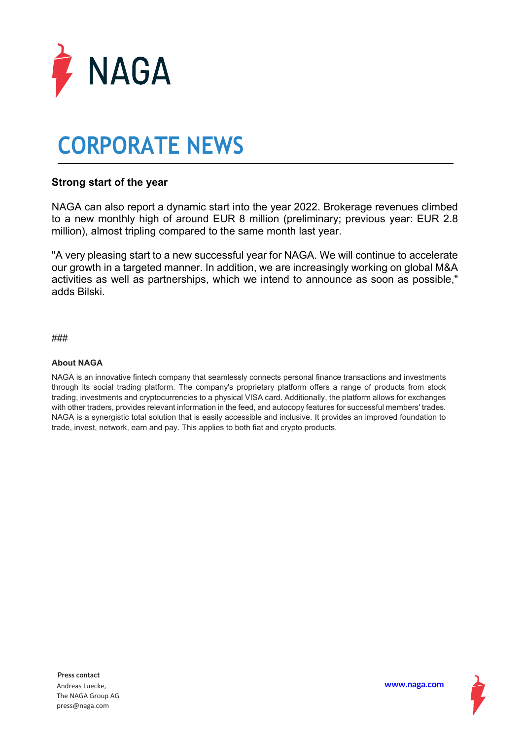# CORPORATE NEWS

**Strong start of the year**

NAGA can also report a dynamic start into the year 2022. Brokerage revenues climbed to a new monthly high of around EUR 8 million (preliminary; previous year: EUR 2.8 million), almost tripling compared to the same month last year.

"A very pleasing start to a new successful year for NAGA. We will continue to accelerate our growth in a targeted manner. In addition, we are increasingly working on global M&A activities as well as partnerships, which we intend to announce as soon as possible," adds Bilski.

###

**About NAGA**

NAGA is an innovative fintech company that seamlessly connects personal finance transactions and investments through its social trading platform. The company's proprietary platform offers a range of products from stock trading, investments and cryptocurrencies to a physical VISA card. Additionally, the platform allows for exchanges with other traders, provides relevant information in the feed, and autocopy features for successful members' trades. NAGA is a synergistic total solution that is easily accessible and inclusive. It provides an improved foundation to trade, invest, network, earn and pay. This applies to both fiat and crypto products.

**Press contact**
Andreas Luecke,
The NAGA Group AG
press@naga.com

www.naga.com